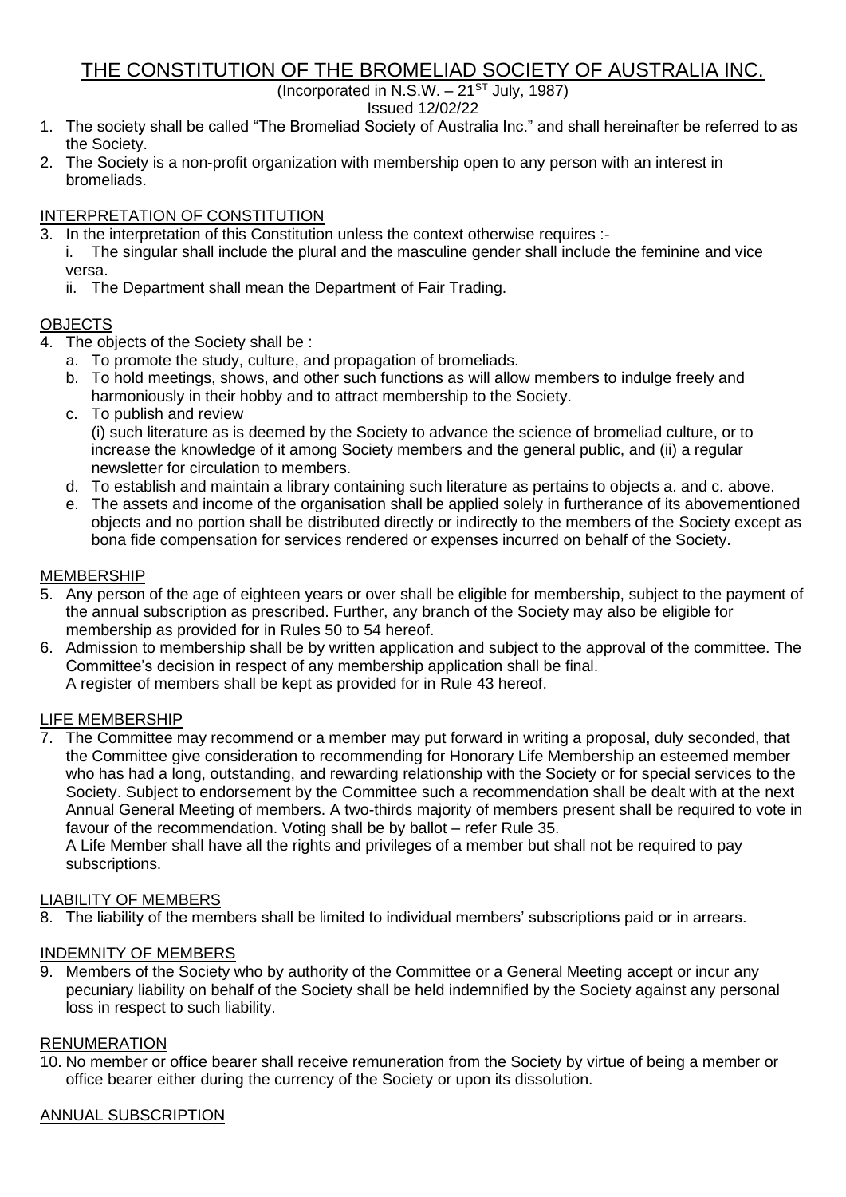# THE CONSTITUTION OF THE BROMELIAD SOCIETY OF AUSTRALIA INC.

(Incorporated in N.S.W. – 21ST July, 1987)

Issued 12/02/22

1. The society shall be called "The Bromeliad Society of Australia Inc." and shall hereinafter be referred to as the Society.
2. The Society is a non-profit organization with membership open to any person with an interest in bromeliads.

## INTERPRETATION OF CONSTITUTION

3. In the interpretation of this Constitution unless the context otherwise requires :-
   i. The singular shall include the plural and the masculine gender shall include the feminine and vice versa.
   ii. The Department shall mean the Department of Fair Trading.

## OBJECTS

4. The objects of the Society shall be :
   a. To promote the study, culture, and propagation of bromeliads.
   b. To hold meetings, shows, and other such functions as will allow members to indulge freely and harmoniously in their hobby and to attract membership to the Society.
   c. To publish and review (i) such literature as is deemed by the Society to advance the science of bromeliad culture, or to increase the knowledge of it among Society members and the general public, and (ii) a regular newsletter for circulation to members.
   d. To establish and maintain a library containing such literature as pertains to objects a. and c. above.
   e. The assets and income of the organisation shall be applied solely in furtherance of its abovementioned objects and no portion shall be distributed directly or indirectly to the members of the Society except as bona fide compensation for services rendered or expenses incurred on behalf of the Society.

## MEMBERSHIP

5. Any person of the age of eighteen years or over shall be eligible for membership, subject to the payment of the annual subscription as prescribed. Further, any branch of the Society may also be eligible for membership as provided for in Rules 50 to 54 hereof.
6. Admission to membership shall be by written application and subject to the approval of the committee. The Committee's decision in respect of any membership application shall be final.
   A register of members shall be kept as provided for in Rule 43 hereof.

## LIFE MEMBERSHIP

7. The Committee may recommend or a member may put forward in writing a proposal, duly seconded, that the Committee give consideration to recommending for Honorary Life Membership an esteemed member who has had a long, outstanding, and rewarding relationship with the Society or for special services to the Society. Subject to endorsement by the Committee such a recommendation shall be dealt with at the next Annual General Meeting of members. A two-thirds majority of members present shall be required to vote in favour of the recommendation. Voting shall be by ballot – refer Rule 35.
   A Life Member shall have all the rights and privileges of a member but shall not be required to pay subscriptions.

## LIABILITY OF MEMBERS

8. The liability of the members shall be limited to individual members' subscriptions paid or in arrears.

## INDEMNITY OF MEMBERS

9. Members of the Society who by authority of the Committee or a General Meeting accept or incur any pecuniary liability on behalf of the Society shall be held indemnified by the Society against any personal loss in respect to such liability.

## RENUMERATION

10. No member or office bearer shall receive remuneration from the Society by virtue of being a member or office bearer either during the currency of the Society or upon its dissolution.

## ANNUAL SUBSCRIPTION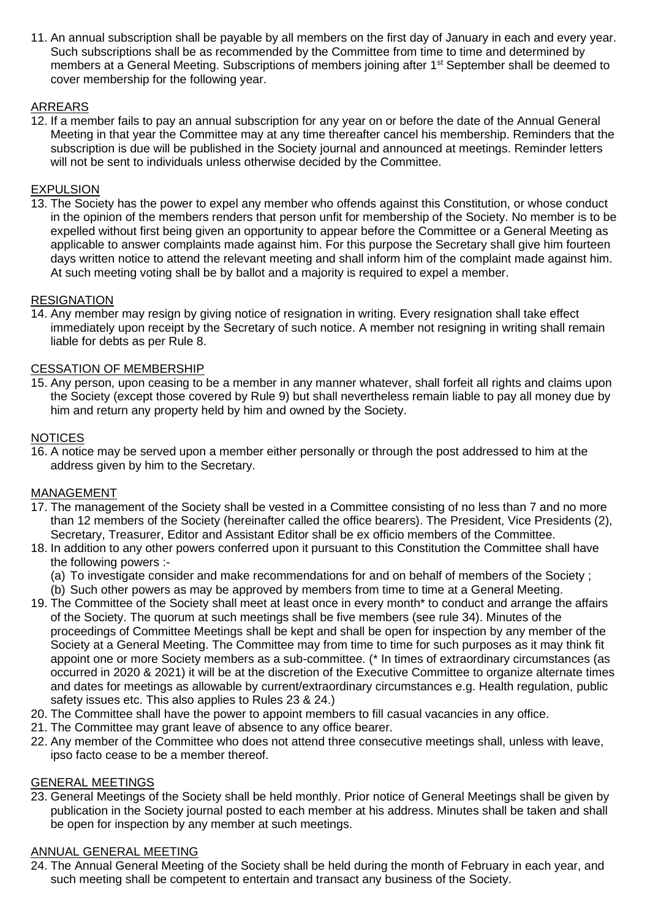11. An annual subscription shall be payable by all members on the first day of January in each and every year. Such subscriptions shall be as recommended by the Committee from time to time and determined by members at a General Meeting. Subscriptions of members joining after 1st September shall be deemed to cover membership for the following year.

## ARREARS

12. If a member fails to pay an annual subscription for any year on or before the date of the Annual General Meeting in that year the Committee may at any time thereafter cancel his membership. Reminders that the subscription is due will be published in the Society journal and announced at meetings. Reminder letters will not be sent to individuals unless otherwise decided by the Committee.

## EXPULSION

13. The Society has the power to expel any member who offends against this Constitution, or whose conduct in the opinion of the members renders that person unfit for membership of the Society. No member is to be expelled without first being given an opportunity to appear before the Committee or a General Meeting as applicable to answer complaints made against him. For this purpose the Secretary shall give him fourteen days written notice to attend the relevant meeting and shall inform him of the complaint made against him. At such meeting voting shall be by ballot and a majority is required to expel a member.

## RESIGNATION

14. Any member may resign by giving notice of resignation in writing. Every resignation shall take effect immediately upon receipt by the Secretary of such notice. A member not resigning in writing shall remain liable for debts as per Rule 8.

## CESSATION OF MEMBERSHIP

15. Any person, upon ceasing to be a member in any manner whatever, shall forfeit all rights and claims upon the Society (except those covered by Rule 9) but shall nevertheless remain liable to pay all money due by him and return any property held by him and owned by the Society.

## NOTICES

16. A notice may be served upon a member either personally or through the post addressed to him at the address given by him to the Secretary.

## MANAGEMENT

17. The management of the Society shall be vested in a Committee consisting of no less than 7 and no more than 12 members of the Society (hereinafter called the office bearers). The President, Vice Presidents (2), Secretary, Treasurer, Editor and Assistant Editor shall be ex officio members of the Committee.
18. In addition to any other powers conferred upon it pursuant to this Constitution the Committee shall have the following powers :-
    (a) To investigate consider and make recommendations for and on behalf of members of the Society ;
    (b) Such other powers as may be approved by members from time to time at a General Meeting.
19. The Committee of the Society shall meet at least once in every month* to conduct and arrange the affairs of the Society. The quorum at such meetings shall be five members (see rule 34). Minutes of the proceedings of Committee Meetings shall be kept and shall be open for inspection by any member of the Society at a General Meeting. The Committee may from time to time for such purposes as it may think fit appoint one or more Society members as a sub-committee. (* In times of extraordinary circumstances (as occurred in 2020 & 2021) it will be at the discretion of the Executive Committee to organize alternate times and dates for meetings as allowable by current/extraordinary circumstances e.g. Health regulation, public safety issues etc. This also applies to Rules 23 & 24.)
20. The Committee shall have the power to appoint members to fill casual vacancies in any office.
21. The Committee may grant leave of absence to any office bearer.
22. Any member of the Committee who does not attend three consecutive meetings shall, unless with leave, ipso facto cease to be a member thereof.

## GENERAL MEETINGS

23. General Meetings of the Society shall be held monthly. Prior notice of General Meetings shall be given by publication in the Society journal posted to each member at his address. Minutes shall be taken and shall be open for inspection by any member at such meetings.

## ANNUAL GENERAL MEETING

24. The Annual General Meeting of the Society shall be held during the month of February in each year, and such meeting shall be competent to entertain and transact any business of the Society.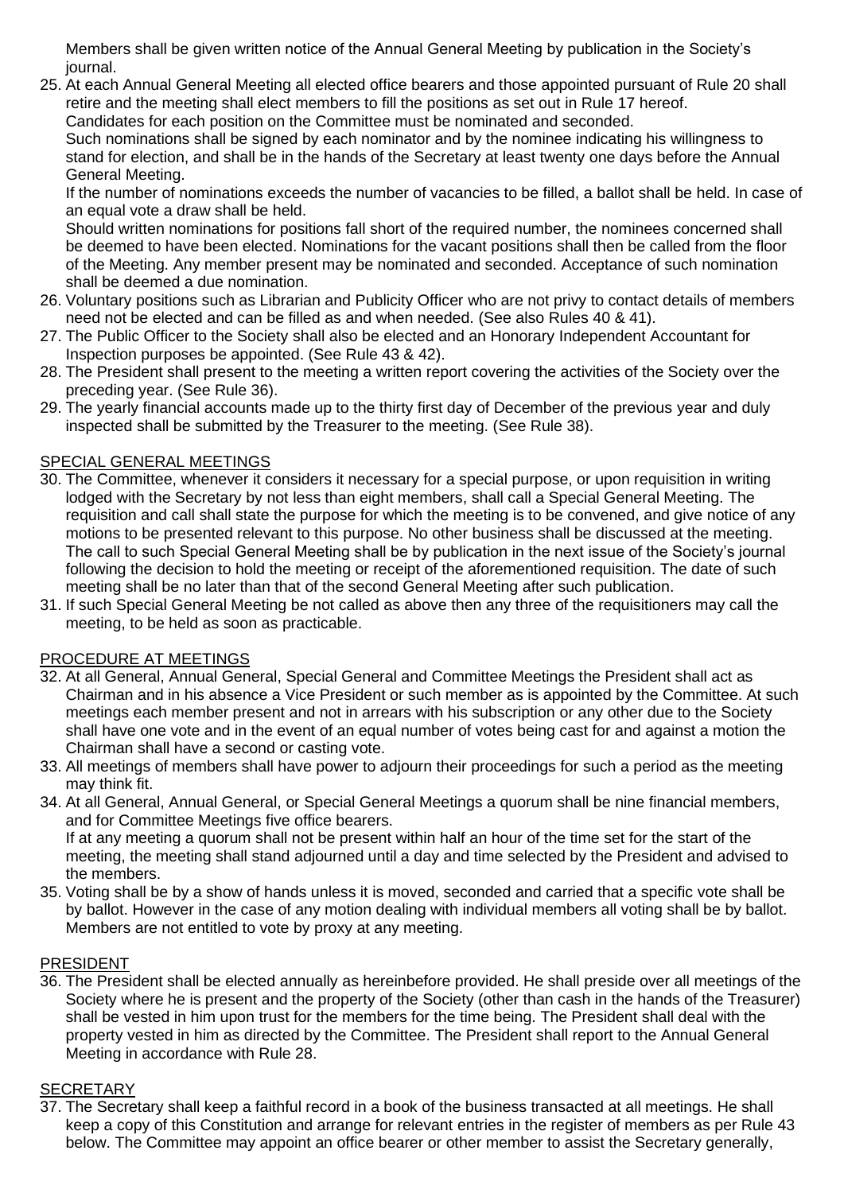Members shall be given written notice of the Annual General Meeting by publication in the Society's journal.

25. At each Annual General Meeting all elected office bearers and those appointed pursuant of Rule 20 shall retire and the meeting shall elect members to fill the positions as set out in Rule 17 hereof.
    Candidates for each position on the Committee must be nominated and seconded.
    Such nominations shall be signed by each nominator and by the nominee indicating his willingness to stand for election, and shall be in the hands of the Secretary at least twenty one days before the Annual General Meeting.
    If the number of nominations exceeds the number of vacancies to be filled, a ballot shall be held. In case of an equal vote a draw shall be held.
    Should written nominations for positions fall short of the required number, the nominees concerned shall be deemed to have been elected. Nominations for the vacant positions shall then be called from the floor of the Meeting. Any member present may be nominated and seconded. Acceptance of such nomination shall be deemed a due nomination.
26. Voluntary positions such as Librarian and Publicity Officer who are not privy to contact details of members need not be elected and can be filled as and when needed. (See also Rules 40 & 41).
27. The Public Officer to the Society shall also be elected and an Honorary Independent Accountant for Inspection purposes be appointed. (See Rule 43 & 42).
28. The President shall present to the meeting a written report covering the activities of the Society over the preceding year. (See Rule 36).
29. The yearly financial accounts made up to the thirty first day of December of the previous year and duly inspected shall be submitted by the Treasurer to the meeting. (See Rule 38).

## SPECIAL GENERAL MEETINGS

30. The Committee, whenever it considers it necessary for a special purpose, or upon requisition in writing lodged with the Secretary by not less than eight members, shall call a Special General Meeting. The requisition and call shall state the purpose for which the meeting is to be convened, and give notice of any motions to be presented relevant to this purpose. No other business shall be discussed at the meeting. The call to such Special General Meeting shall be by publication in the next issue of the Society's journal following the decision to hold the meeting or receipt of the aforementioned requisition. The date of such meeting shall be no later than that of the second General Meeting after such publication.
31. If such Special General Meeting be not called as above then any three of the requisitioners may call the meeting, to be held as soon as practicable.

## PROCEDURE AT MEETINGS

32. At all General, Annual General, Special General and Committee Meetings the President shall act as Chairman and in his absence a Vice President or such member as is appointed by the Committee. At such meetings each member present and not in arrears with his subscription or any other due to the Society shall have one vote and in the event of an equal number of votes being cast for and against a motion the Chairman shall have a second or casting vote.
33. All meetings of members shall have power to adjourn their proceedings for such a period as the meeting may think fit.
34. At all General, Annual General, or Special General Meetings a quorum shall be nine financial members, and for Committee Meetings five office bearers.
    If at any meeting a quorum shall not be present within half an hour of the time set for the start of the meeting, the meeting shall stand adjourned until a day and time selected by the President and advised to the members.
35. Voting shall be by a show of hands unless it is moved, seconded and carried that a specific vote shall be by ballot. However in the case of any motion dealing with individual members all voting shall be by ballot. Members are not entitled to vote by proxy at any meeting.

## PRESIDENT

36. The President shall be elected annually as hereinbefore provided. He shall preside over all meetings of the Society where he is present and the property of the Society (other than cash in the hands of the Treasurer) shall be vested in him upon trust for the members for the time being. The President shall deal with the property vested in him as directed by the Committee. The President shall report to the Annual General Meeting in accordance with Rule 28.

## SECRETARY

37. The Secretary shall keep a faithful record in a book of the business transacted at all meetings. He shall keep a copy of this Constitution and arrange for relevant entries in the register of members as per Rule 43 below. The Committee may appoint an office bearer or other member to assist the Secretary generally,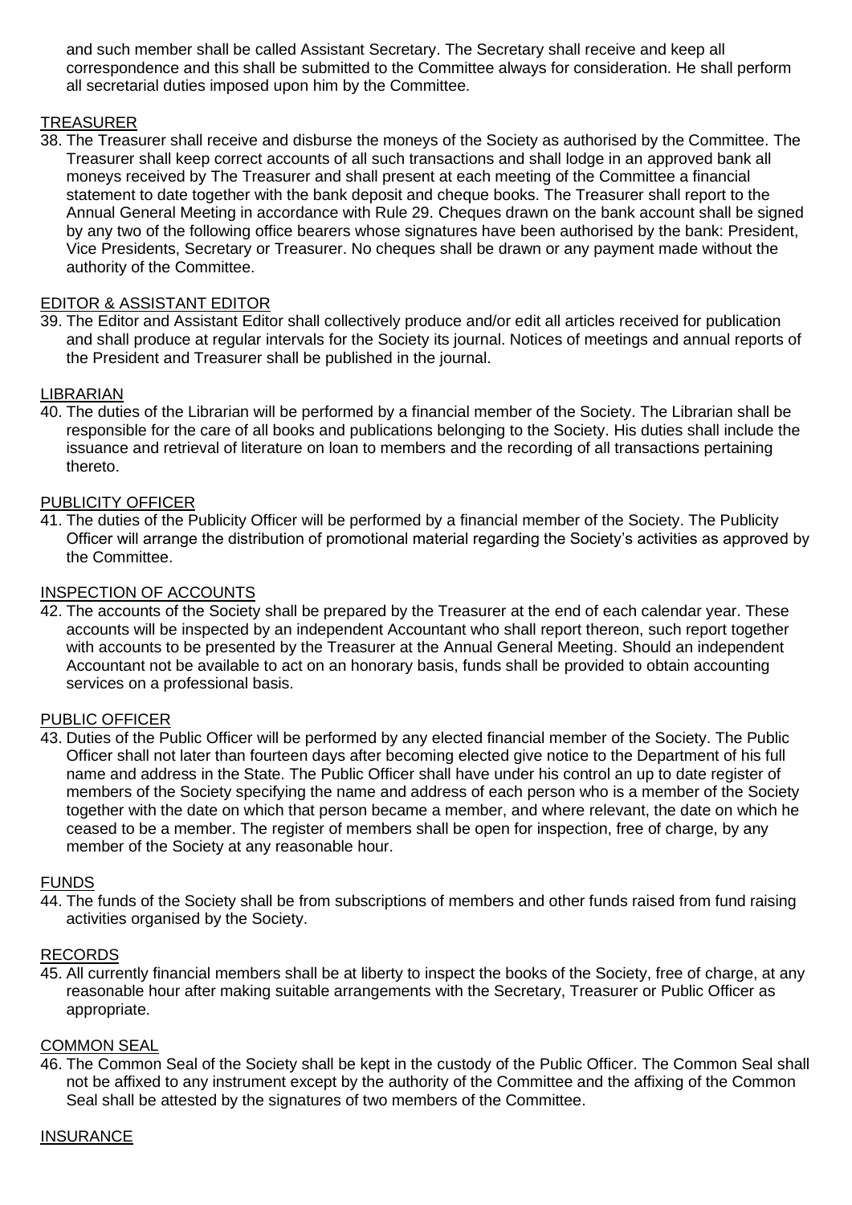and such member shall be called Assistant Secretary. The Secretary shall receive and keep all correspondence and this shall be submitted to the Committee always for consideration. He shall perform all secretarial duties imposed upon him by the Committee.

<u>TREASURER</u>

38. The Treasurer shall receive and disburse the moneys of the Society as authorised by the Committee. The Treasurer shall keep correct accounts of all such transactions and shall lodge in an approved bank all moneys received by The Treasurer and shall present at each meeting of the Committee a financial statement to date together with the bank deposit and cheque books. The Treasurer shall report to the Annual General Meeting in accordance with Rule 29. Cheques drawn on the bank account shall be signed by any two of the following office bearers whose signatures have been authorised by the bank: President, Vice Presidents, Secretary or Treasurer. No cheques shall be drawn or any payment made without the authority of the Committee.

<u>EDITOR & ASSISTANT EDITOR</u>

39. The Editor and Assistant Editor shall collectively produce and/or edit all articles received for publication and shall produce at regular intervals for the Society its journal. Notices of meetings and annual reports of the President and Treasurer shall be published in the journal.

<u>LIBRARIAN</u>

40. The duties of the Librarian will be performed by a financial member of the Society. The Librarian shall be responsible for the care of all books and publications belonging to the Society. His duties shall include the issuance and retrieval of literature on loan to members and the recording of all transactions pertaining thereto.

<u>PUBLICITY OFFICER</u>

41. The duties of the Publicity Officer will be performed by a financial member of the Society. The Publicity Officer will arrange the distribution of promotional material regarding the Society's activities as approved by the Committee.

<u>INSPECTION OF ACCOUNTS</u>

42. The accounts of the Society shall be prepared by the Treasurer at the end of each calendar year. These accounts will be inspected by an independent Accountant who shall report thereon, such report together with accounts to be presented by the Treasurer at the Annual General Meeting. Should an independent Accountant not be available to act on an honorary basis, funds shall be provided to obtain accounting services on a professional basis.

<u>PUBLIC OFFICER</u>

43. Duties of the Public Officer will be performed by any elected financial member of the Society. The Public Officer shall not later than fourteen days after becoming elected give notice to the Department of his full name and address in the State. The Public Officer shall have under his control an up to date register of members of the Society specifying the name and address of each person who is a member of the Society together with the date on which that person became a member, and where relevant, the date on which he ceased to be a member. The register of members shall be open for inspection, free of charge, by any member of the Society at any reasonable hour.

<u>FUNDS</u>

44. The funds of the Society shall be from subscriptions of members and other funds raised from fund raising activities organised by the Society.

<u>RECORDS</u>

45. All currently financial members shall be at liberty to inspect the books of the Society, free of charge, at any reasonable hour after making suitable arrangements with the Secretary, Treasurer or Public Officer as appropriate.

<u>COMMON SEAL</u>

46. The Common Seal of the Society shall be kept in the custody of the Public Officer. The Common Seal shall not be affixed to any instrument except by the authority of the Committee and the affixing of the Common Seal shall be attested by the signatures of two members of the Committee.

<u>INSURANCE</u>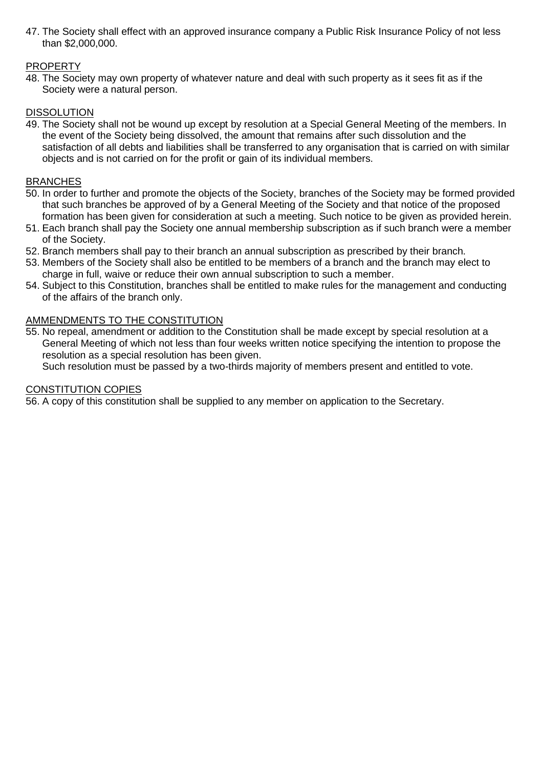47. The Society shall effect with an approved insurance company a Public Risk Insurance Policy of not less than $2,000,000.

<u>PROPERTY</u>

48. The Society may own property of whatever nature and deal with such property as it sees fit as if the Society were a natural person.

<u>DISSOLUTION</u>

49. The Society shall not be wound up except by resolution at a Special General Meeting of the members. In the event of the Society being dissolved, the amount that remains after such dissolution and the satisfaction of all debts and liabilities shall be transferred to any organisation that is carried on with similar objects and is not carried on for the profit or gain of its individual members.

<u>BRANCHES</u>

50. In order to further and promote the objects of the Society, branches of the Society may be formed provided that such branches be approved of by a General Meeting of the Society and that notice of the proposed formation has been given for consideration at such a meeting. Such notice to be given as provided herein.
51. Each branch shall pay the Society one annual membership subscription as if such branch were a member of the Society.
52. Branch members shall pay to their branch an annual subscription as prescribed by their branch.
53. Members of the Society shall also be entitled to be members of a branch and the branch may elect to charge in full, waive or reduce their own annual subscription to such a member.
54. Subject to this Constitution, branches shall be entitled to make rules for the management and conducting of the affairs of the branch only.

<u>AMMENDMENTS TO THE CONSTITUTION</u>

55. No repeal, amendment or addition to the Constitution shall be made except by special resolution at a General Meeting of which not less than four weeks written notice specifying the intention to propose the resolution as a special resolution has been given.
    Such resolution must be passed by a two-thirds majority of members present and entitled to vote.

<u>CONSTITUTION COPIES</u>

56. A copy of this constitution shall be supplied to any member on application to the Secretary.